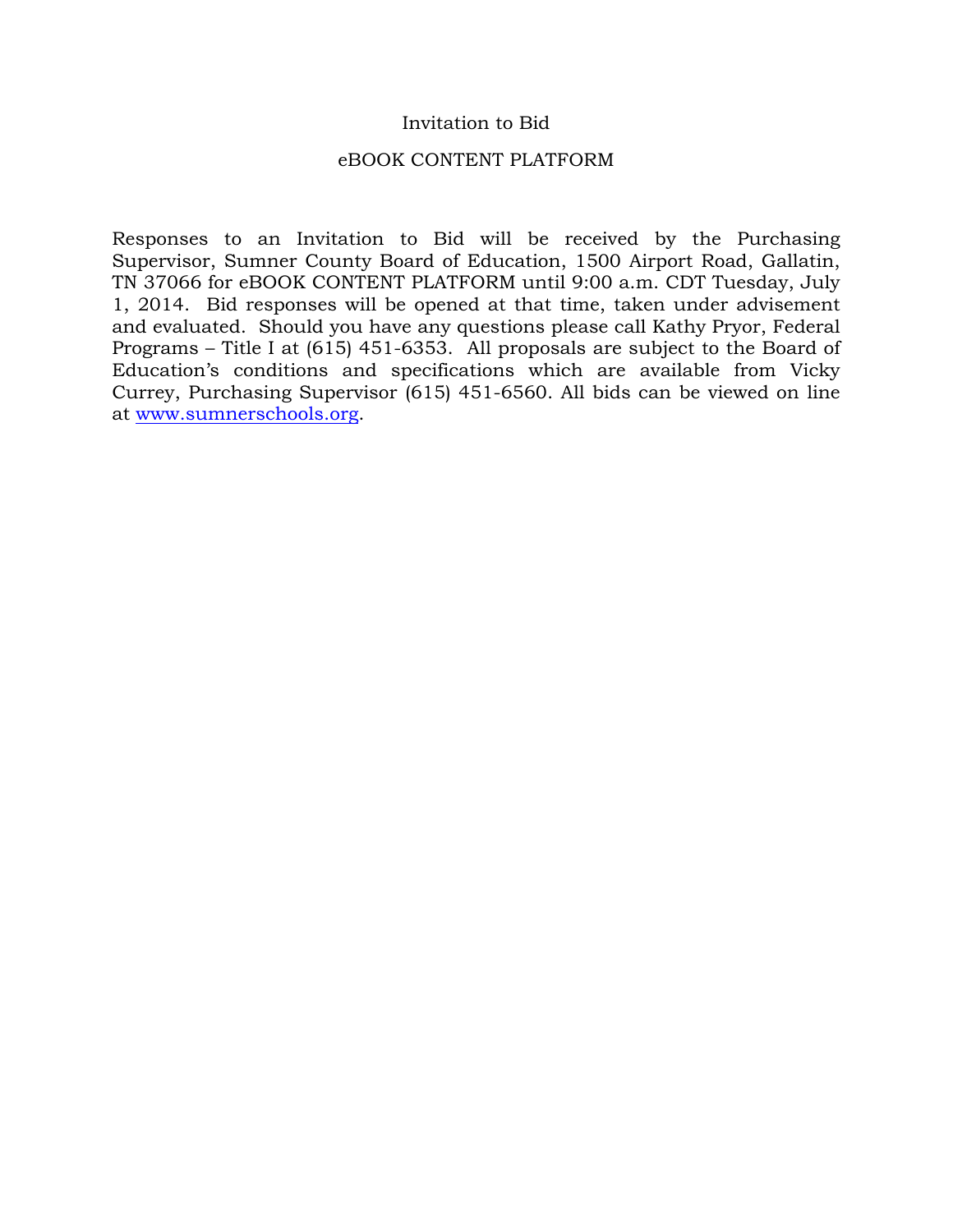# Invitation to Bid

## eBOOK CONTENT PLATFORM

Responses to an Invitation to Bid will be received by the Purchasing Supervisor, Sumner County Board of Education, 1500 Airport Road, Gallatin, TN 37066 for eBOOK CONTENT PLATFORM until 9:00 a.m. CDT Tuesday, July 1, 2014. Bid responses will be opened at that time, taken under advisement and evaluated. Should you have any questions please call Kathy Pryor, Federal Programs – Title I at (615) 451-6353. All proposals are subject to the Board of Education's conditions and specifications which are available from Vicky Currey, Purchasing Supervisor (615) 451-6560. All bids can be viewed on line at [www.sumnerschools.org](http://www.sumnerschools.org).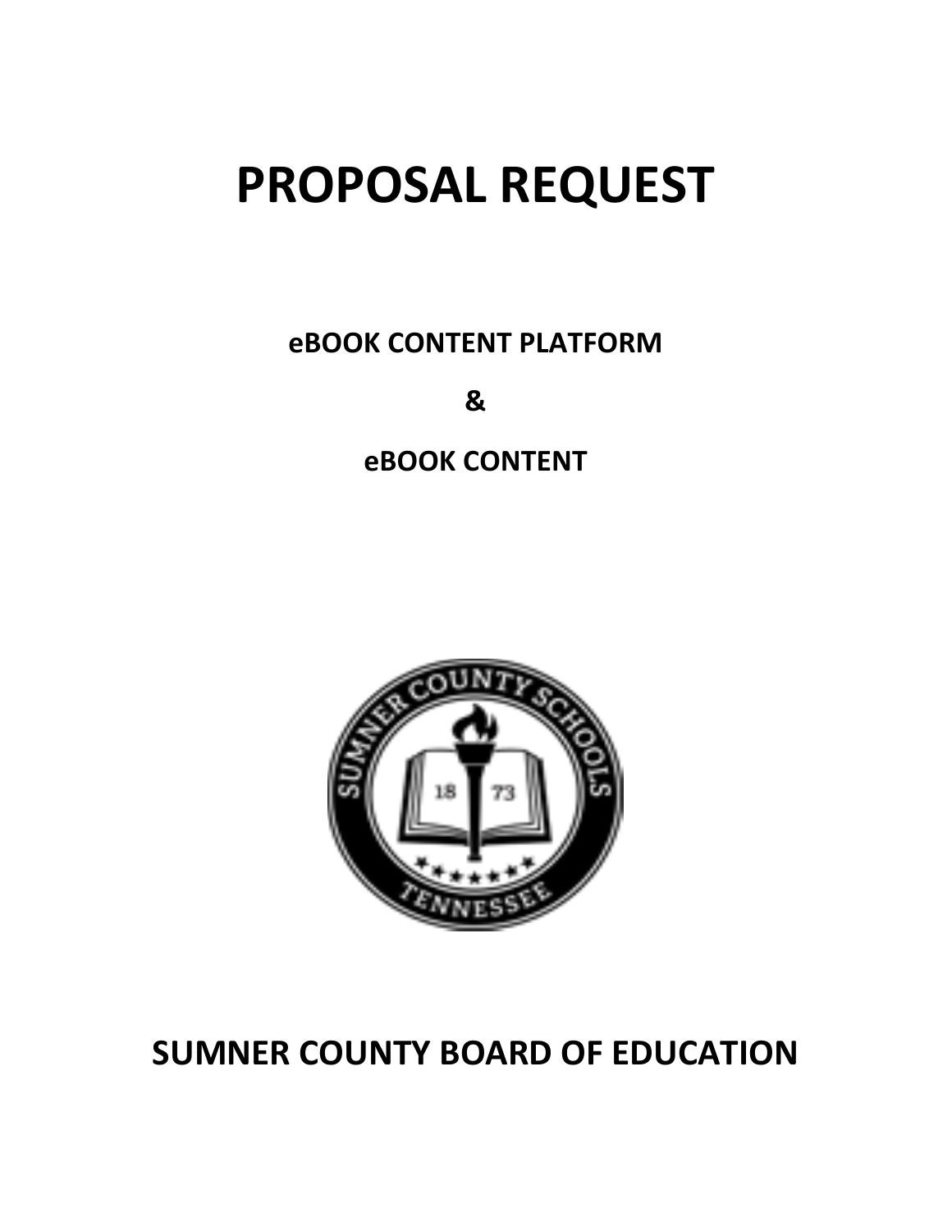# PROPOSAL REQUEST

**eBOOK CONTENT PLATFORM**

**&**

**eBOOK CONTENT**

**SUMNER COUNTY BOARD OF EDUCATION**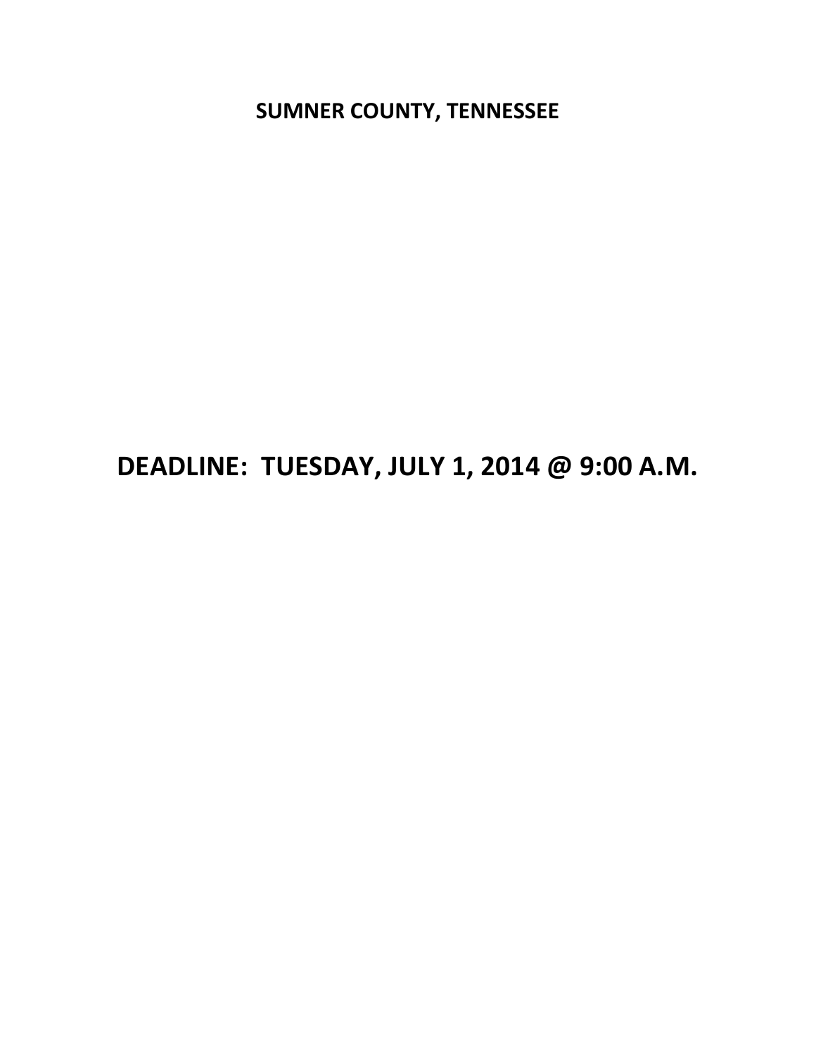**SUMNER COUNTY, TENNESSEE**

**DEADLINE: TUESDAY, JULY 1, 2014 @ 9:00 A.M.**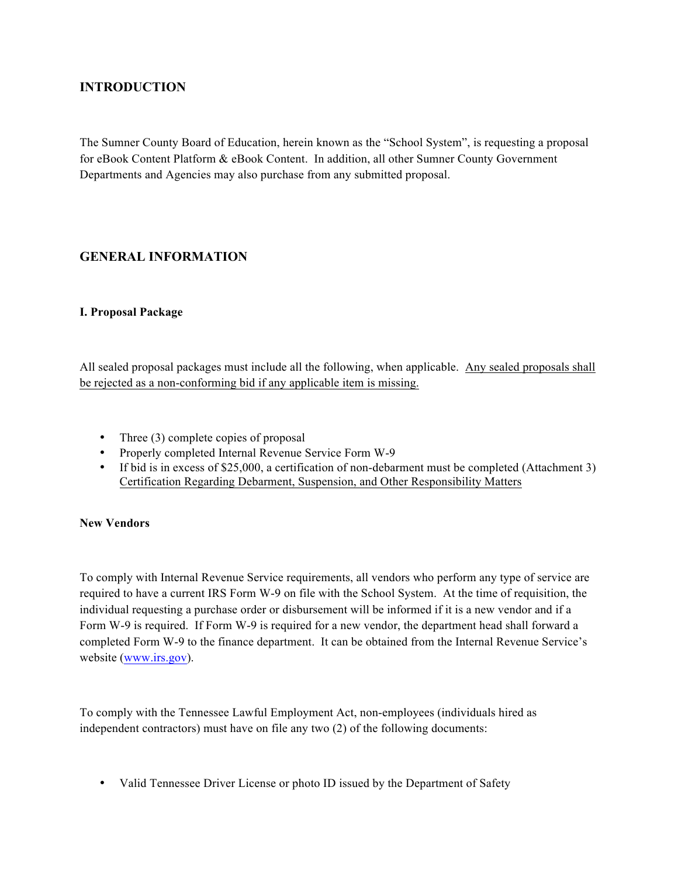## INTRODUCTION

The Sumner County Board of Education, herein known as the "School System", is requesting a proposal for eBook Content Platform & eBook Content. In addition, all other Sumner County Government Departments and Agencies may also purchase from any submitted proposal.

## GENERAL INFORMATION

### I. Proposal Package

All sealed proposal packages must include all the following, when applicable. Any sealed proposals shall be rejected as a non-conforming bid if any applicable item is missing.

- Three (3) complete copies of proposal
- Properly completed Internal Revenue Service Form W-9
- If bid is in excess of $25,000, a certification of non-debarment must be completed (Attachment 3) Certification Regarding Debarment, Suspension, and Other Responsibility Matters

### New Vendors

To comply with Internal Revenue Service requirements, all vendors who perform any type of service are required to have a current IRS Form W-9 on file with the School System. At the time of requisition, the individual requesting a purchase order or disbursement will be informed if it is a new vendor and if a Form W-9 is required. If Form W-9 is required for a new vendor, the department head shall forward a completed Form W-9 to the finance department. It can be obtained from the Internal Revenue Service's website (www.irs.gov).

To comply with the Tennessee Lawful Employment Act, non-employees (individuals hired as independent contractors) must have on file any two (2) of the following documents:

- Valid Tennessee Driver License or photo ID issued by the Department of Safety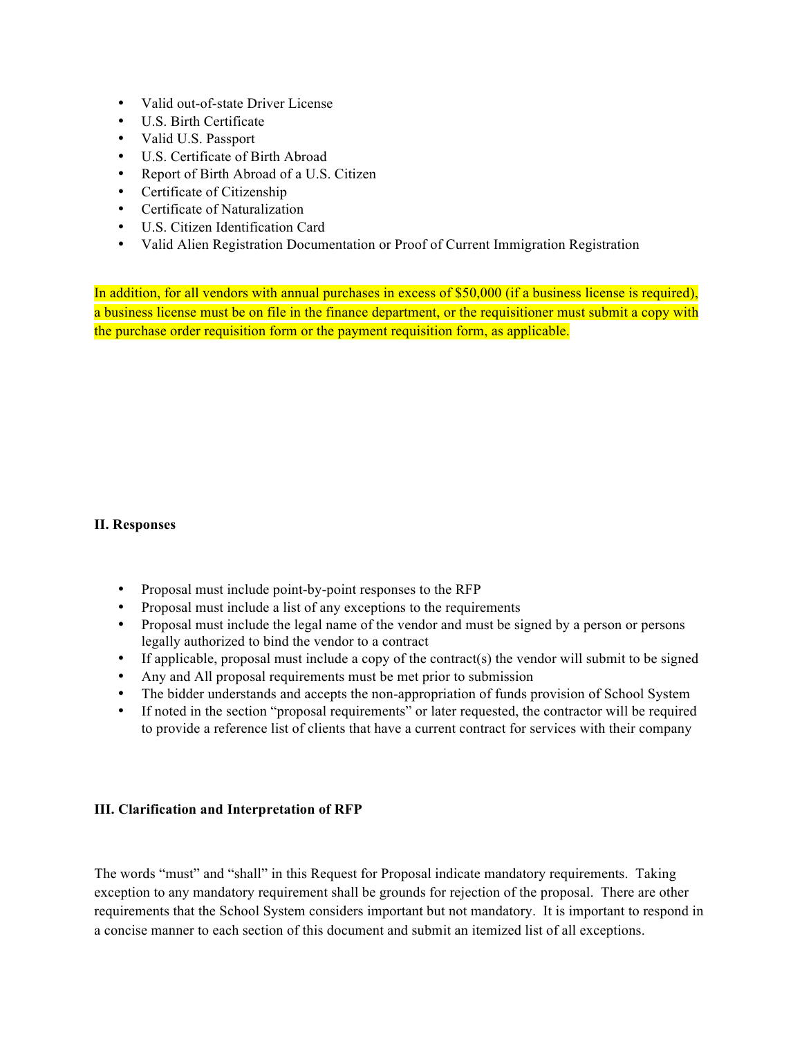- Valid out-of-state Driver License
- U.S. Birth Certificate
- Valid U.S. Passport
- U.S. Certificate of Birth Abroad
- Report of Birth Abroad of a U.S. Citizen
- Certificate of Citizenship
- Certificate of Naturalization
- U.S. Citizen Identification Card
- Valid Alien Registration Documentation or Proof of Current Immigration Registration

In addition, for all vendors with annual purchases in excess of $50,000 (if a business license is required), a business license must be on file in the finance department, or the requisitioner must submit a copy with the purchase order requisition form or the payment requisition form, as applicable.

**II. Responses**

- Proposal must include point-by-point responses to the RFP
- Proposal must include a list of any exceptions to the requirements
- Proposal must include the legal name of the vendor and must be signed by a person or persons legally authorized to bind the vendor to a contract
- If applicable, proposal must include a copy of the contract(s) the vendor will submit to be signed
- Any and All proposal requirements must be met prior to submission
- The bidder understands and accepts the non-appropriation of funds provision of School System
- If noted in the section "proposal requirements" or later requested, the contractor will be required to provide a reference list of clients that have a current contract for services with their company

**III. Clarification and Interpretation of RFP**

The words "must" and "shall" in this Request for Proposal indicate mandatory requirements. Taking exception to any mandatory requirement shall be grounds for rejection of the proposal. There are other requirements that the School System considers important but not mandatory. It is important to respond in a concise manner to each section of this document and submit an itemized list of all exceptions.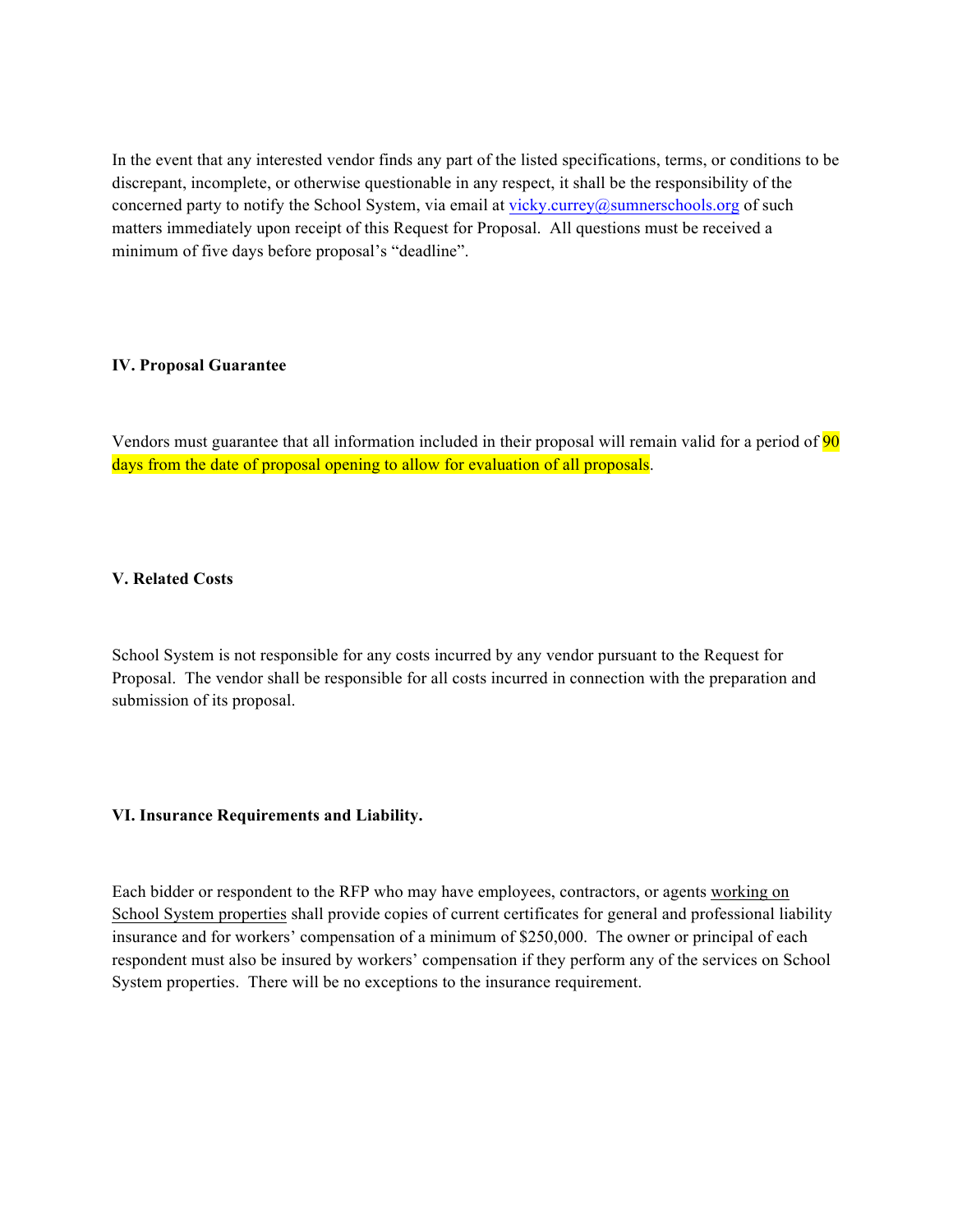In the event that any interested vendor finds any part of the listed specifications, terms, or conditions to be discrepant, incomplete, or otherwise questionable in any respect, it shall be the responsibility of the concerned party to notify the School System, via email at vicky.currey@sumnerschools.org of such matters immediately upon receipt of this Request for Proposal. All questions must be received a minimum of five days before proposal's "deadline".

**IV. Proposal Guarantee**

Vendors must guarantee that all information included in their proposal will remain valid for a period of 90 days from the date of proposal opening to allow for evaluation of all proposals.

**V. Related Costs**

School System is not responsible for any costs incurred by any vendor pursuant to the Request for Proposal. The vendor shall be responsible for all costs incurred in connection with the preparation and submission of its proposal.

**VI. Insurance Requirements and Liability.**

Each bidder or respondent to the RFP who may have employees, contractors, or agents working on School System properties shall provide copies of current certificates for general and professional liability insurance and for workers' compensation of a minimum of $250,000. The owner or principal of each respondent must also be insured by workers' compensation if they perform any of the services on School System properties. There will be no exceptions to the insurance requirement.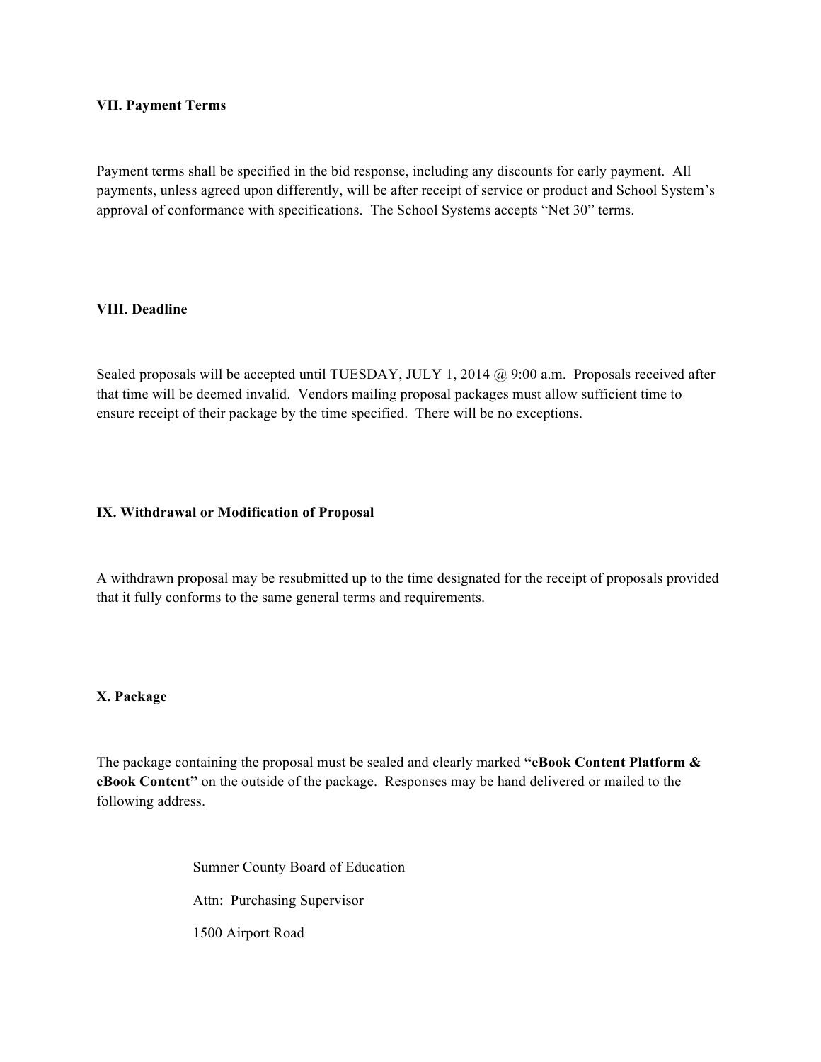**VII. Payment Terms**

Payment terms shall be specified in the bid response, including any discounts for early payment. All payments, unless agreed upon differently, will be after receipt of service or product and School System's approval of conformance with specifications. The School Systems accepts "Net 30" terms.

**VIII. Deadline**

Sealed proposals will be accepted until TUESDAY, JULY 1, 2014 @ 9:00 a.m. Proposals received after that time will be deemed invalid. Vendors mailing proposal packages must allow sufficient time to ensure receipt of their package by the time specified. There will be no exceptions.

**IX. Withdrawal or Modification of Proposal**

A withdrawn proposal may be resubmitted up to the time designated for the receipt of proposals provided that it fully conforms to the same general terms and requirements.

**X. Package**

The package containing the proposal must be sealed and clearly marked **"eBook Content Platform & eBook Content"** on the outside of the package. Responses may be hand delivered or mailed to the following address.

Sumner County Board of Education

Attn: Purchasing Supervisor

1500 Airport Road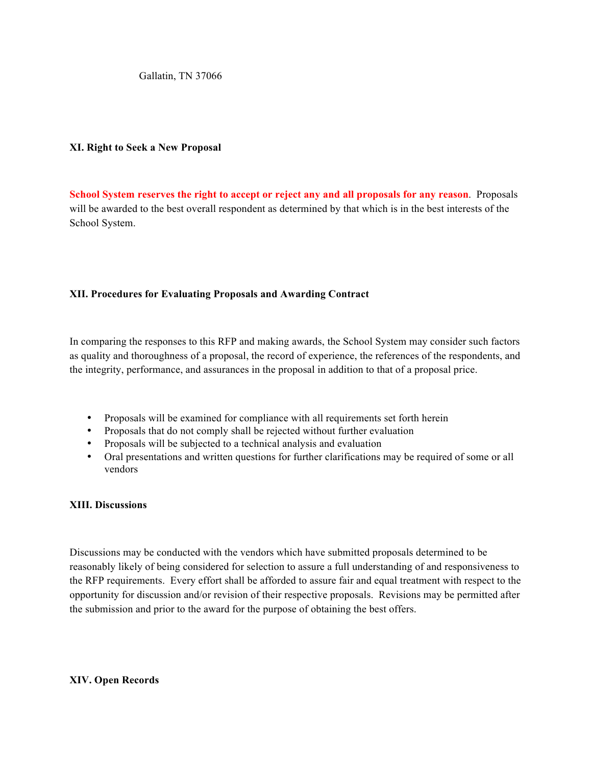Gallatin, TN 37066

**XI. Right to Seek a New Proposal**

**School System reserves the right to accept or reject any and all proposals for any reason**. Proposals will be awarded to the best overall respondent as determined by that which is in the best interests of the School System.

**XII. Procedures for Evaluating Proposals and Awarding Contract**

In comparing the responses to this RFP and making awards, the School System may consider such factors as quality and thoroughness of a proposal, the record of experience, the references of the respondents, and the integrity, performance, and assurances in the proposal in addition to that of a proposal price.

- Proposals will be examined for compliance with all requirements set forth herein
- Proposals that do not comply shall be rejected without further evaluation
- Proposals will be subjected to a technical analysis and evaluation
- Oral presentations and written questions for further clarifications may be required of some or all vendors

**XIII. Discussions**

Discussions may be conducted with the vendors which have submitted proposals determined to be reasonably likely of being considered for selection to assure a full understanding of and responsiveness to the RFP requirements. Every effort shall be afforded to assure fair and equal treatment with respect to the opportunity for discussion and/or revision of their respective proposals. Revisions may be permitted after the submission and prior to the award for the purpose of obtaining the best offers.

**XIV. Open Records**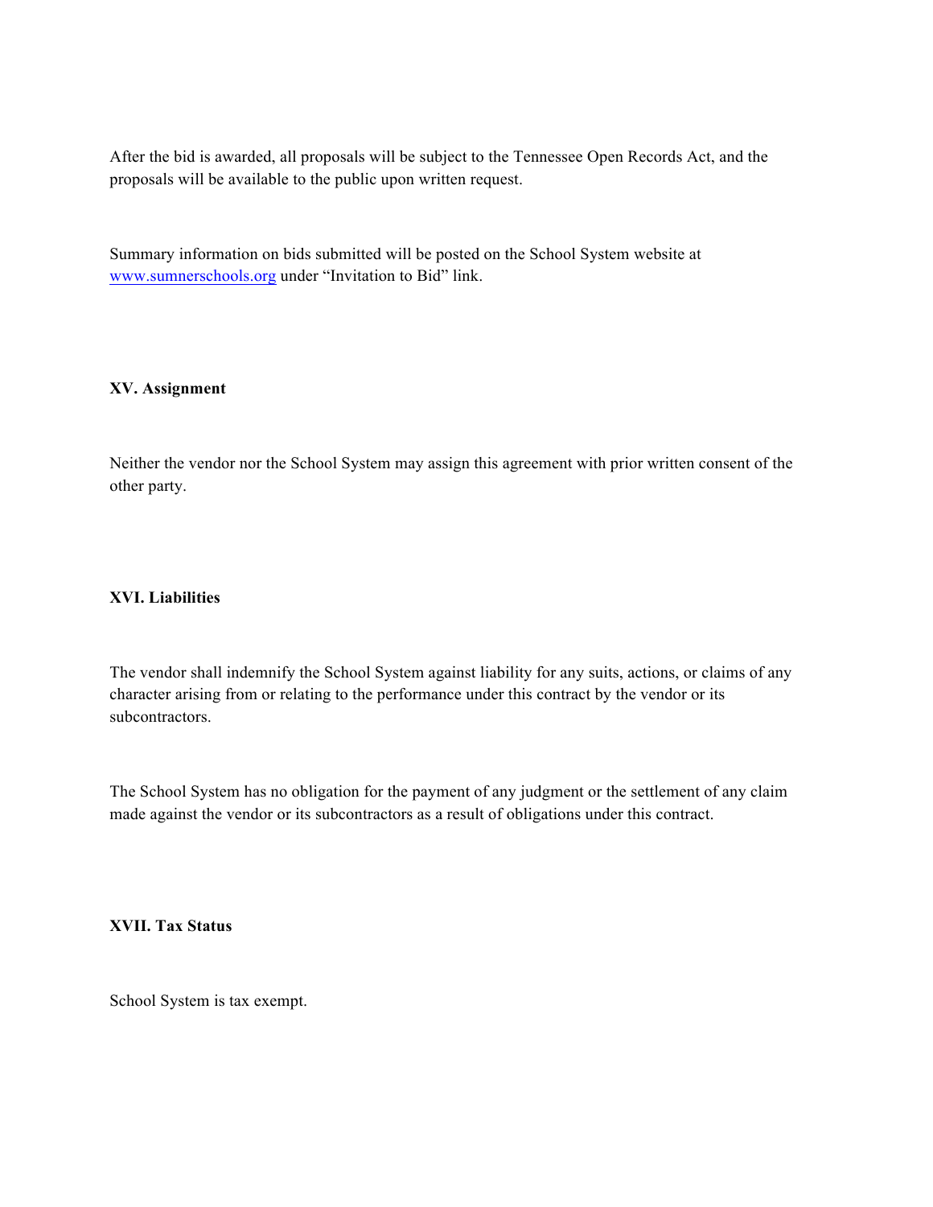After the bid is awarded, all proposals will be subject to the Tennessee Open Records Act, and the proposals will be available to the public upon written request.

Summary information on bids submitted will be posted on the School System website at www.sumnerschools.org under "Invitation to Bid" link.

**XV. Assignment**

Neither the vendor nor the School System may assign this agreement with prior written consent of the other party.

**XVI. Liabilities**

The vendor shall indemnify the School System against liability for any suits, actions, or claims of any character arising from or relating to the performance under this contract by the vendor or its subcontractors.

The School System has no obligation for the payment of any judgment or the settlement of any claim made against the vendor or its subcontractors as a result of obligations under this contract.

**XVII. Tax Status**

School System is tax exempt.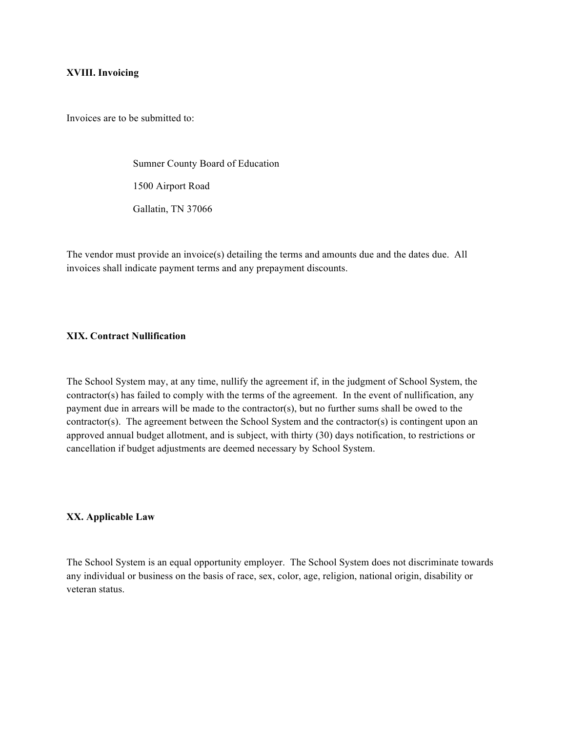**XVIII. Invoicing**

Invoices are to be submitted to:

Sumner County Board of Education
1500 Airport Road
Gallatin, TN 37066

The vendor must provide an invoice(s) detailing the terms and amounts due and the dates due. All invoices shall indicate payment terms and any prepayment discounts.

**XIX. Contract Nullification**

The School System may, at any time, nullify the agreement if, in the judgment of School System, the contractor(s) has failed to comply with the terms of the agreement. In the event of nullification, any payment due in arrears will be made to the contractor(s), but no further sums shall be owed to the contractor(s). The agreement between the School System and the contractor(s) is contingent upon an approved annual budget allotment, and is subject, with thirty (30) days notification, to restrictions or cancellation if budget adjustments are deemed necessary by School System.

**XX. Applicable Law**

The School System is an equal opportunity employer. The School System does not discriminate towards any individual or business on the basis of race, sex, color, age, religion, national origin, disability or veteran status.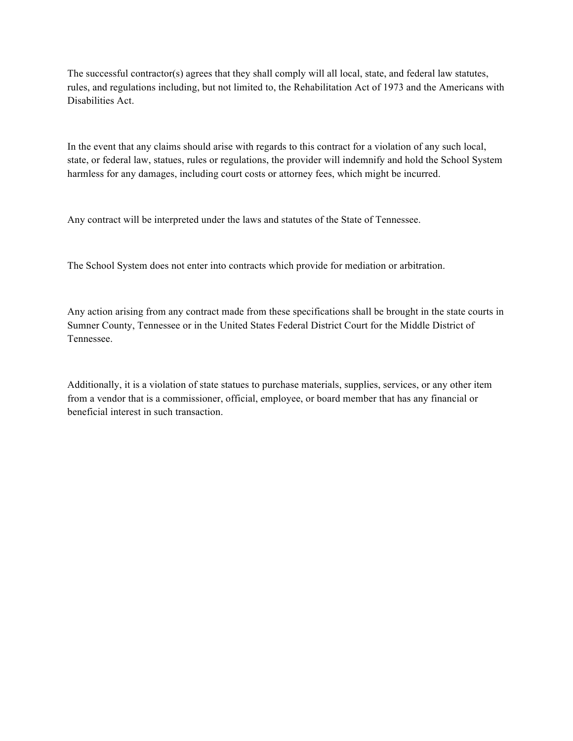The successful contractor(s) agrees that they shall comply will all local, state, and federal law statutes, rules, and regulations including, but not limited to, the Rehabilitation Act of 1973 and the Americans with Disabilities Act.

In the event that any claims should arise with regards to this contract for a violation of any such local, state, or federal law, statues, rules or regulations, the provider will indemnify and hold the School System harmless for any damages, including court costs or attorney fees, which might be incurred.

Any contract will be interpreted under the laws and statutes of the State of Tennessee.

The School System does not enter into contracts which provide for mediation or arbitration.

Any action arising from any contract made from these specifications shall be brought in the state courts in Sumner County, Tennessee or in the United States Federal District Court for the Middle District of Tennessee.

Additionally, it is a violation of state statues to purchase materials, supplies, services, or any other item from a vendor that is a commissioner, official, employee, or board member that has any financial or beneficial interest in such transaction.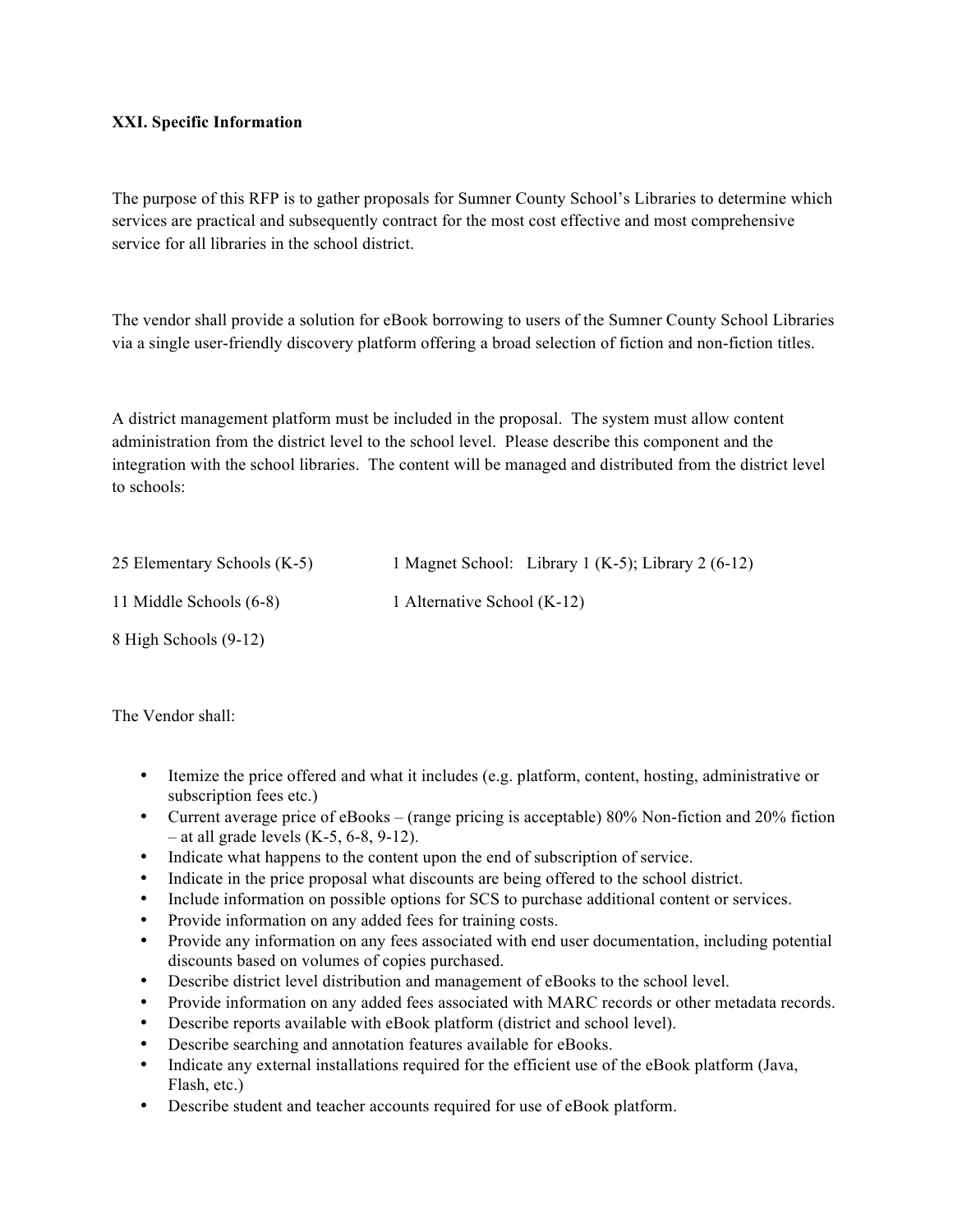**XXI. Specific Information**

The purpose of this RFP is to gather proposals for Sumner County School's Libraries to determine which services are practical and subsequently contract for the most cost effective and most comprehensive service for all libraries in the school district.

The vendor shall provide a solution for eBook borrowing to users of the Sumner County School Libraries via a single user-friendly discovery platform offering a broad selection of fiction and non-fiction titles.

A district management platform must be included in the proposal. The system must allow content administration from the district level to the school level. Please describe this component and the integration with the school libraries. The content will be managed and distributed from the district level to schools:

25 Elementary Schools (K-5)

11 Middle Schools (6-8)

8 High Schools (9-12)

1 Magnet School: Library 1 (K-5); Library 2 (6-12)

1 Alternative School (K-12)

The Vendor shall:

- Itemize the price offered and what it includes (e.g. platform, content, hosting, administrative or subscription fees etc.)
- Current average price of eBooks – (range pricing is acceptable) 80% Non-fiction and 20% fiction – at all grade levels (K-5, 6-8, 9-12).
- Indicate what happens to the content upon the end of subscription of service.
- Indicate in the price proposal what discounts are being offered to the school district.
- Include information on possible options for SCS to purchase additional content or services.
- Provide information on any added fees for training costs.
- Provide any information on any fees associated with end user documentation, including potential discounts based on volumes of copies purchased.
- Describe district level distribution and management of eBooks to the school level.
- Provide information on any added fees associated with MARC records or other metadata records.
- Describe reports available with eBook platform (district and school level).
- Describe searching and annotation features available for eBooks.
- Indicate any external installations required for the efficient use of the eBook platform (Java, Flash, etc.)
- Describe student and teacher accounts required for use of eBook platform.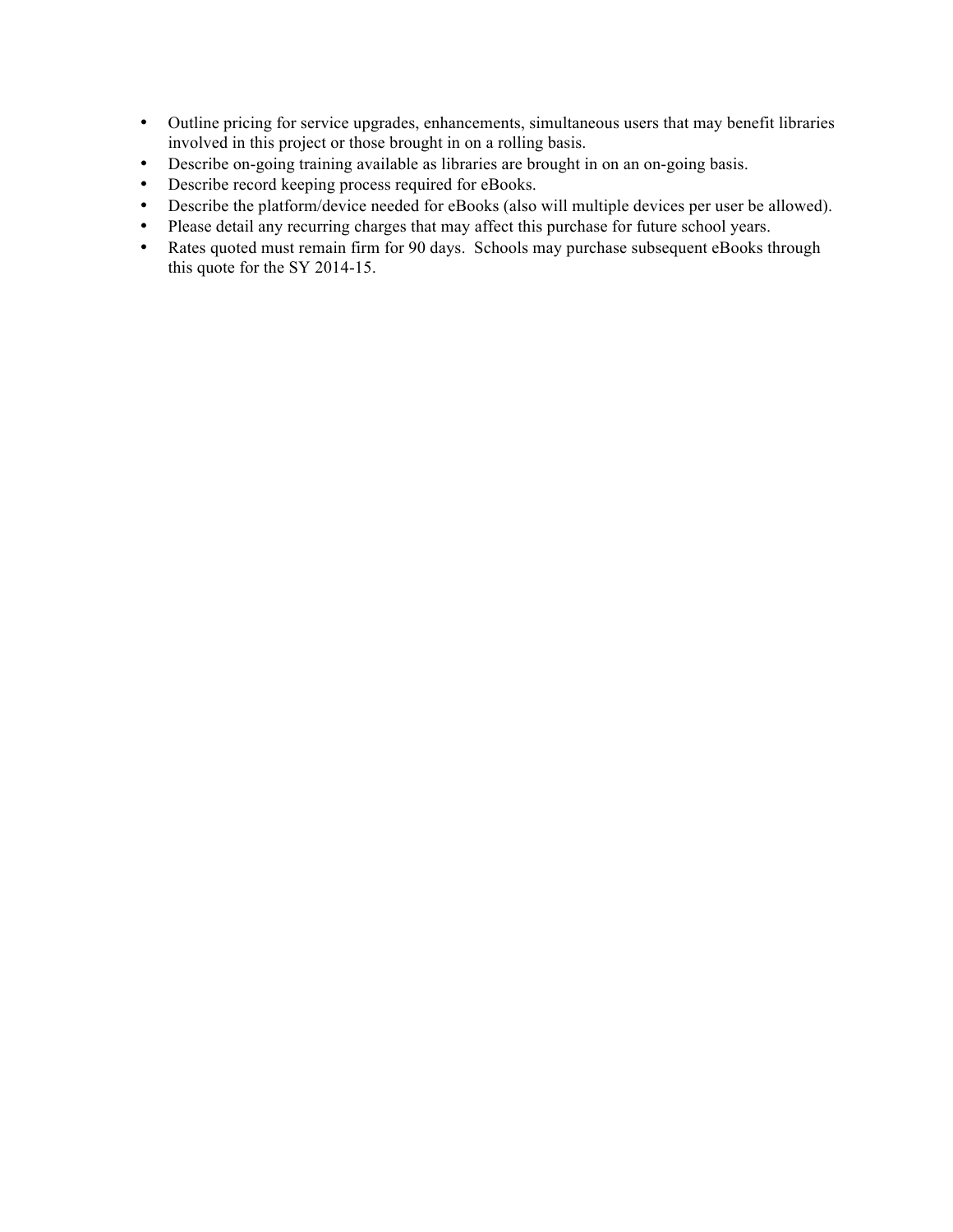- Outline pricing for service upgrades, enhancements, simultaneous users that may benefit libraries involved in this project or those brought in on a rolling basis.
- Describe on-going training available as libraries are brought in on an on-going basis.
- Describe record keeping process required for eBooks.
- Describe the platform/device needed for eBooks (also will multiple devices per user be allowed).
- Please detail any recurring charges that may affect this purchase for future school years.
- Rates quoted must remain firm for 90 days. Schools may purchase subsequent eBooks through this quote for the SY 2014-15.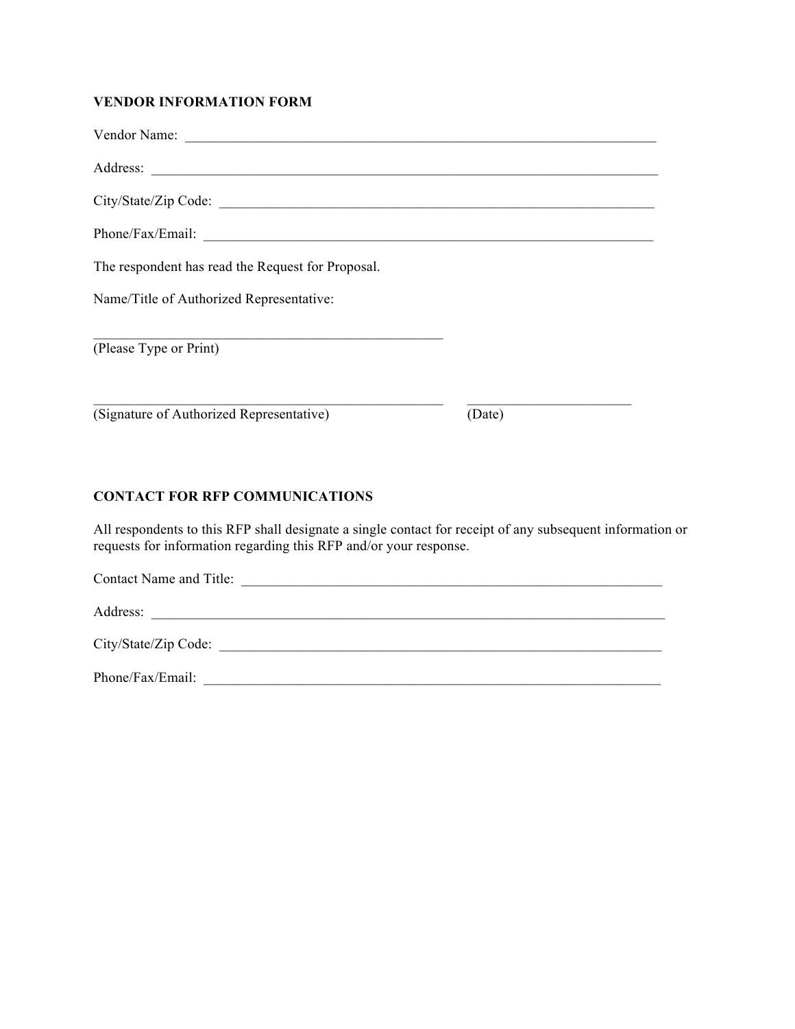## VENDOR INFORMATION FORM

Vendor Name: ______________________________________________________________________

Address: __________________________________________________________________________

City/State/Zip Code: _______________________________________________________________

Phone/Fax/Email: ___________________________________________________________________

The respondent has read the Request for Proposal.

Name/Title of Authorized Representative:

____________________________________________________
(Please Type or Print)

____________________________________________________ ________________________
(Signature of Authorized Representative) (Date)

## CONTACT FOR RFP COMMUNICATIONS

All respondents to this RFP shall designate a single contact for receipt of any subsequent information or requests for information regarding this RFP and/or your response.

Contact Name and Title: ______________________________________________________________

Address: __________________________________________________________________________

City/State/Zip Code: _________________________________________________________________

Phone/Fax/Email: ____________________________________________________________________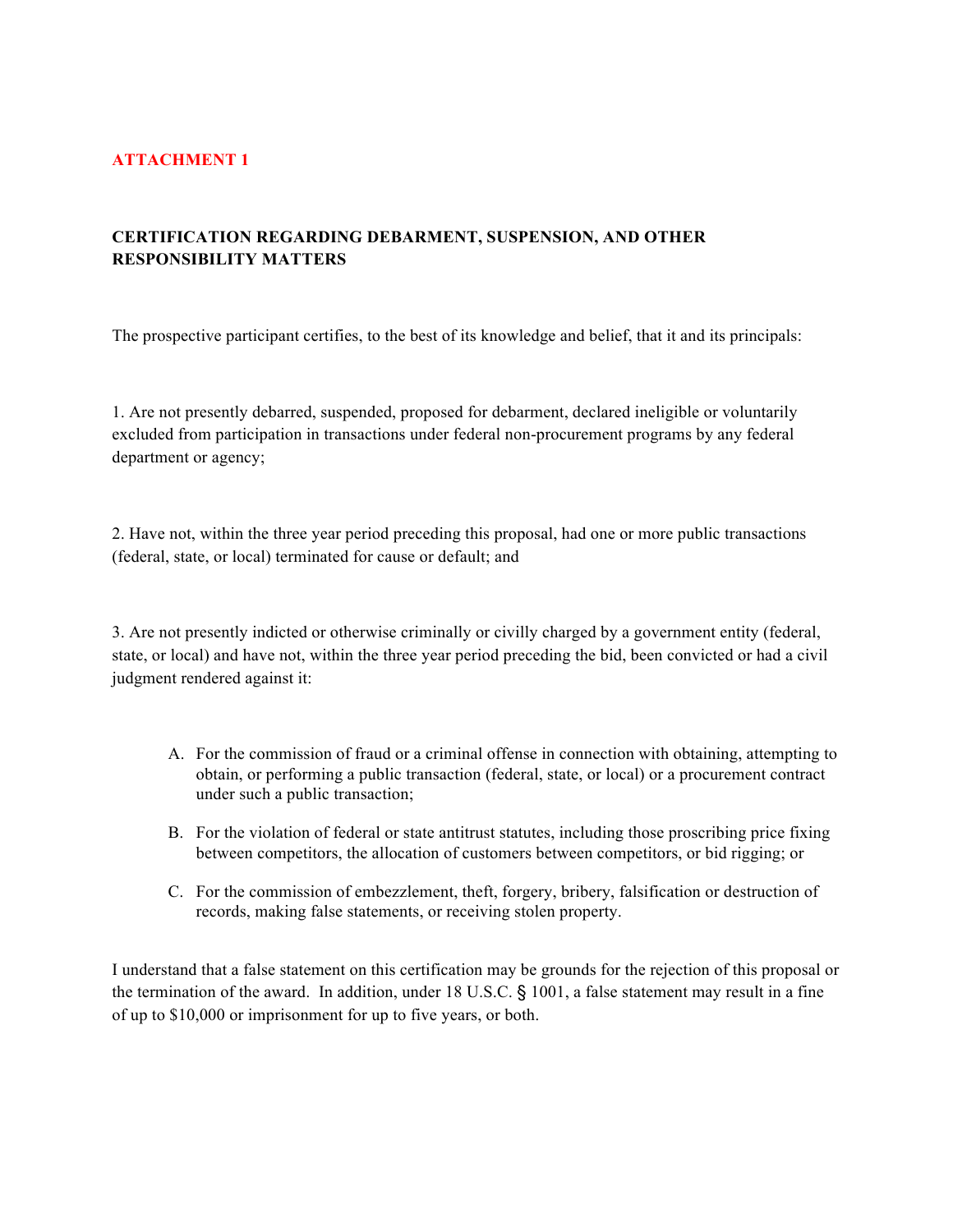**ATTACHMENT 1**

## CERTIFICATION REGARDING DEBARMENT, SUSPENSION, AND OTHER RESPONSIBILITY MATTERS

The prospective participant certifies, to the best of its knowledge and belief, that it and its principals:

1. Are not presently debarred, suspended, proposed for debarment, declared ineligible or voluntarily excluded from participation in transactions under federal non-procurement programs by any federal department or agency;

2. Have not, within the three year period preceding this proposal, had one or more public transactions (federal, state, or local) terminated for cause or default; and

3. Are not presently indicted or otherwise criminally or civilly charged by a government entity (federal, state, or local) and have not, within the three year period preceding the bid, been convicted or had a civil judgment rendered against it:

   A. For the commission of fraud or a criminal offense in connection with obtaining, attempting to obtain, or performing a public transaction (federal, state, or local) or a procurement contract under such a public transaction;

   B. For the violation of federal or state antitrust statutes, including those proscribing price fixing between competitors, the allocation of customers between competitors, or bid rigging; or

   C. For the commission of embezzlement, theft, forgery, bribery, falsification or destruction of records, making false statements, or receiving stolen property.

I understand that a false statement on this certification may be grounds for the rejection of this proposal or the termination of the award. In addition, under 18 U.S.C. § 1001, a false statement may result in a fine of up to $10,000 or imprisonment for up to five years, or both.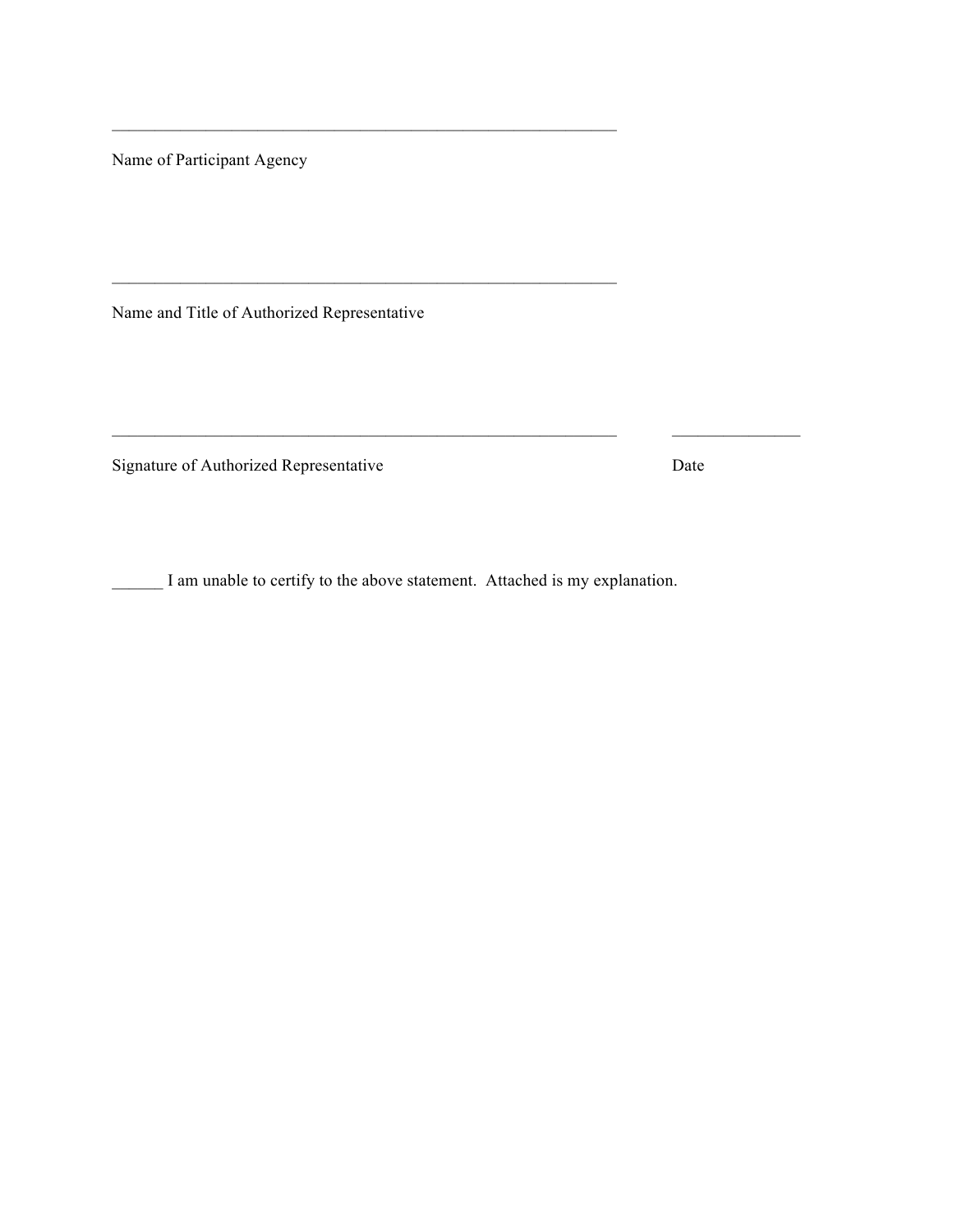\_\_\_\_\_\_\_\_\_\_\_\_\_\_\_\_\_\_\_\_\_\_\_\_\_\_\_\_\_\_\_\_\_\_\_\_\_\_\_\_\_\_\_\_\_\_\_\_\_\_\_\_\_\_\_\_

Name of Participant Agency

\_\_\_\_\_\_\_\_\_\_\_\_\_\_\_\_\_\_\_\_\_\_\_\_\_\_\_\_\_\_\_\_\_\_\_\_\_\_\_\_\_\_\_\_\_\_\_\_\_\_\_\_\_\_\_\_

Name and Title of Authorized Representative

\_\_\_\_\_\_\_\_\_\_\_\_\_\_\_\_\_\_\_\_\_\_\_\_\_\_\_\_\_\_\_\_\_\_\_\_\_\_\_\_\_\_\_\_\_\_\_\_\_\_\_\_\_\_\_\_ \_\_\_\_\_\_\_\_\_\_\_\_\_\_\_

Signature of Authorized Representative Date

\_\_\_\_\_\_ I am unable to certify to the above statement. Attached is my explanation.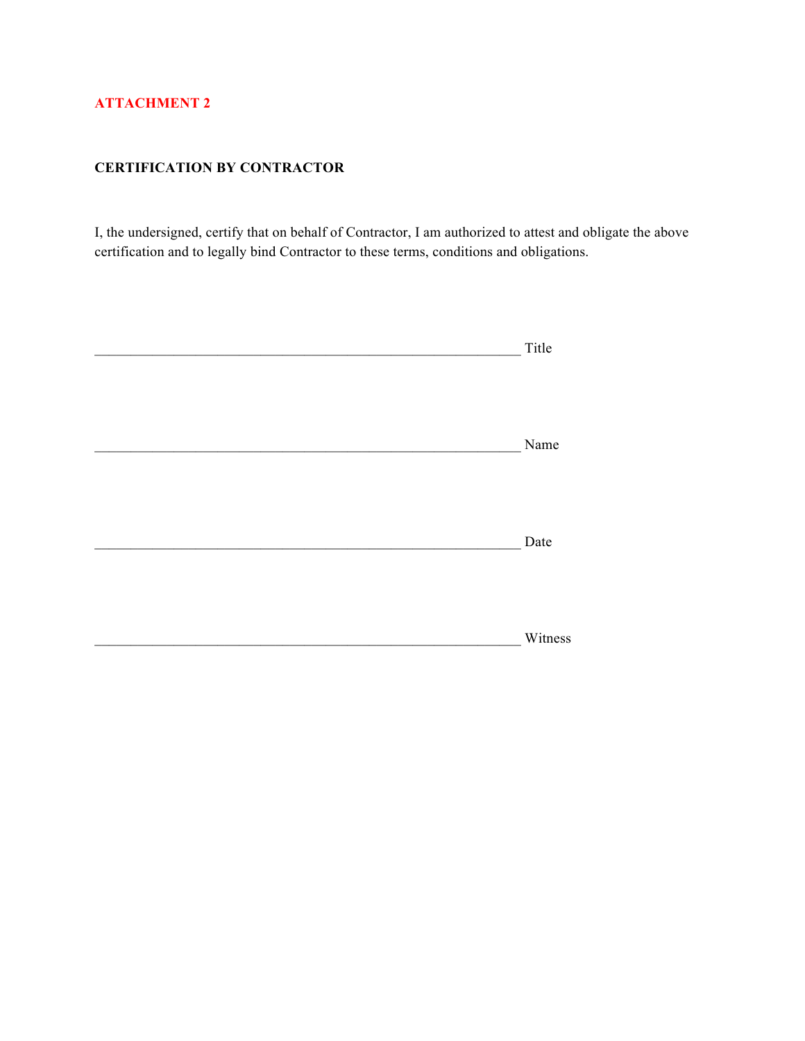**ATTACHMENT 2**

**CERTIFICATION BY CONTRACTOR**

I, the undersigned, certify that on behalf of Contractor, I am authorized to attest and obligate the above certification and to legally bind Contractor to these terms, conditions and obligations.

____________________________________________________________ Title

____________________________________________________________ Name

____________________________________________________________ Date

____________________________________________________________ Witness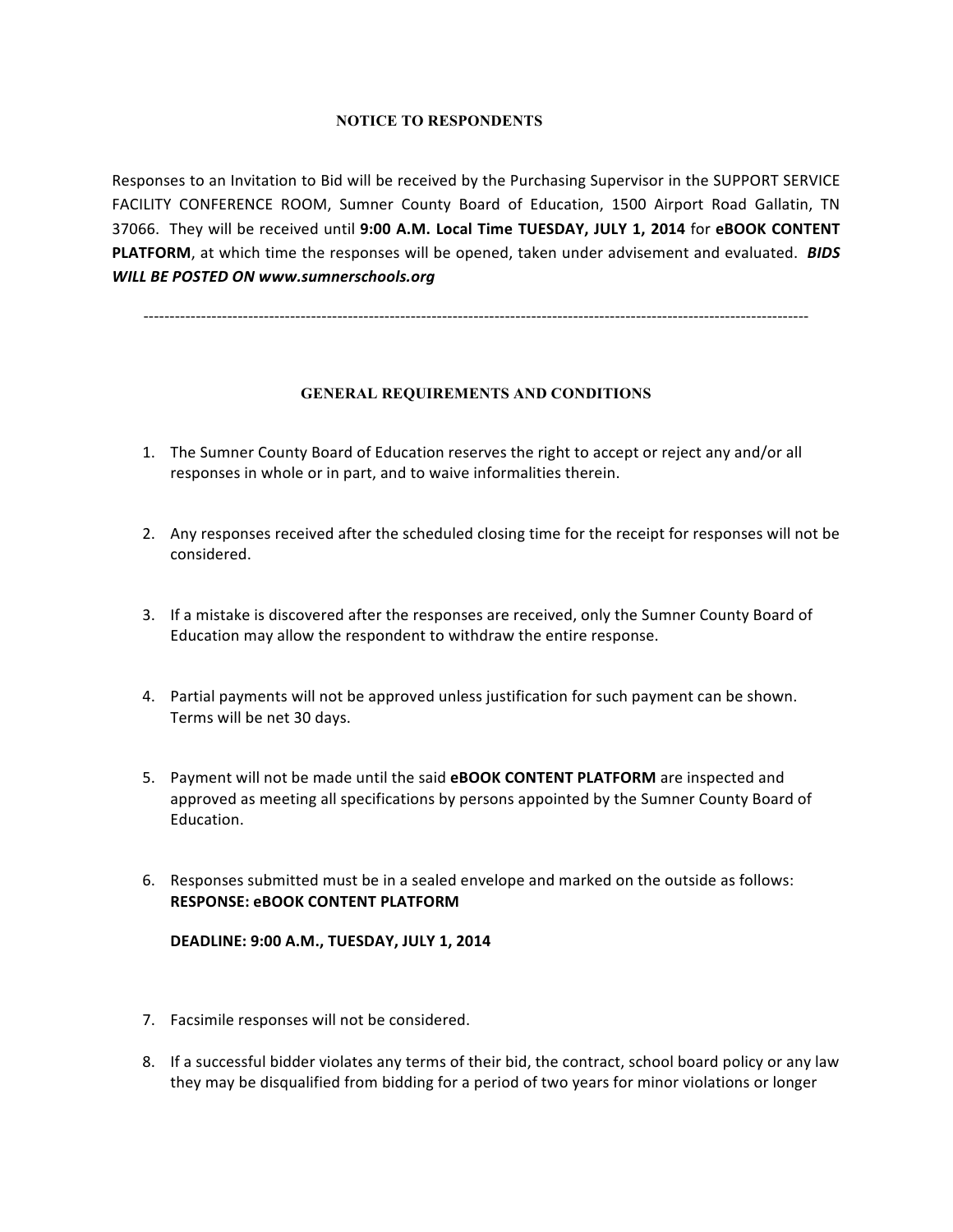## NOTICE TO RESPONDENTS

Responses to an Invitation to Bid will be received by the Purchasing Supervisor in the SUPPORT SERVICE FACILITY CONFERENCE ROOM, Sumner County Board of Education, 1500 Airport Road Gallatin, TN 37066. They will be received until **9:00 A.M. Local Time TUESDAY, JULY 1, 2014** for **eBOOK CONTENT PLATFORM**, at which time the responses will be opened, taken under advisement and evaluated. ***BIDS WILL BE POSTED ON www.sumnerschools.org***

---

## GENERAL REQUIREMENTS AND CONDITIONS

1. The Sumner County Board of Education reserves the right to accept or reject any and/or all responses in whole or in part, and to waive informalities therein.

2. Any responses received after the scheduled closing time for the receipt for responses will not be considered.

3. If a mistake is discovered after the responses are received, only the Sumner County Board of Education may allow the respondent to withdraw the entire response.

4. Partial payments will not be approved unless justification for such payment can be shown. Terms will be net 30 days.

5. Payment will not be made until the said **eBOOK CONTENT PLATFORM** are inspected and approved as meeting all specifications by persons appointed by the Sumner County Board of Education.

6. Responses submitted must be in a sealed envelope and marked on the outside as follows: **RESPONSE: eBOOK CONTENT PLATFORM**

   **DEADLINE: 9:00 A.M., TUESDAY, JULY 1, 2014**

7. Facsimile responses will not be considered.

8. If a successful bidder violates any terms of their bid, the contract, school board policy or any law they may be disqualified from bidding for a period of two years for minor violations or longer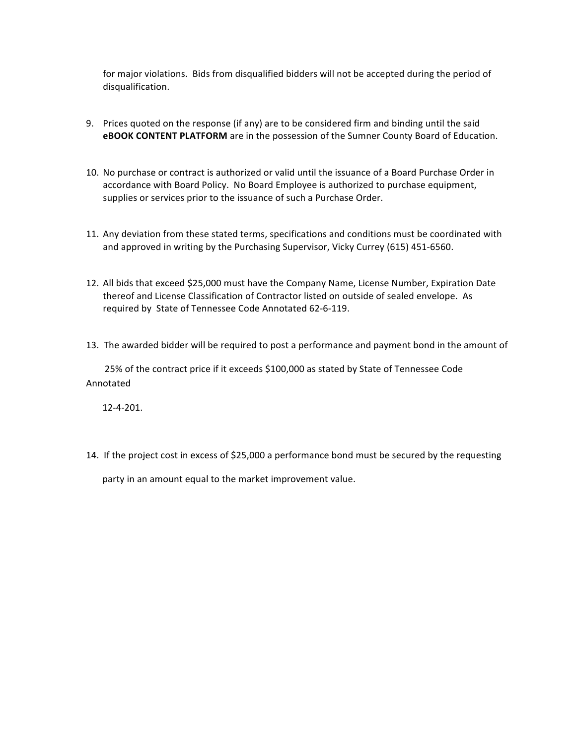for major violations. Bids from disqualified bidders will not be accepted during the period of disqualification.

9. Prices quoted on the response (if any) are to be considered firm and binding until the said **eBOOK CONTENT PLATFORM** are in the possession of the Sumner County Board of Education.

10. No purchase or contract is authorized or valid until the issuance of a Board Purchase Order in accordance with Board Policy. No Board Employee is authorized to purchase equipment, supplies or services prior to the issuance of such a Purchase Order.

11. Any deviation from these stated terms, specifications and conditions must be coordinated with and approved in writing by the Purchasing Supervisor, Vicky Currey (615) 451-6560.

12. All bids that exceed $25,000 must have the Company Name, License Number, Expiration Date thereof and License Classification of Contractor listed on outside of sealed envelope. As required by State of Tennessee Code Annotated 62-6-119.

13. The awarded bidder will be required to post a performance and payment bond in the amount of 25% of the contract price if it exceeds $100,000 as stated by State of Tennessee Code Annotated 12-4-201.

14. If the project cost in excess of $25,000 a performance bond must be secured by the requesting party in an amount equal to the market improvement value.